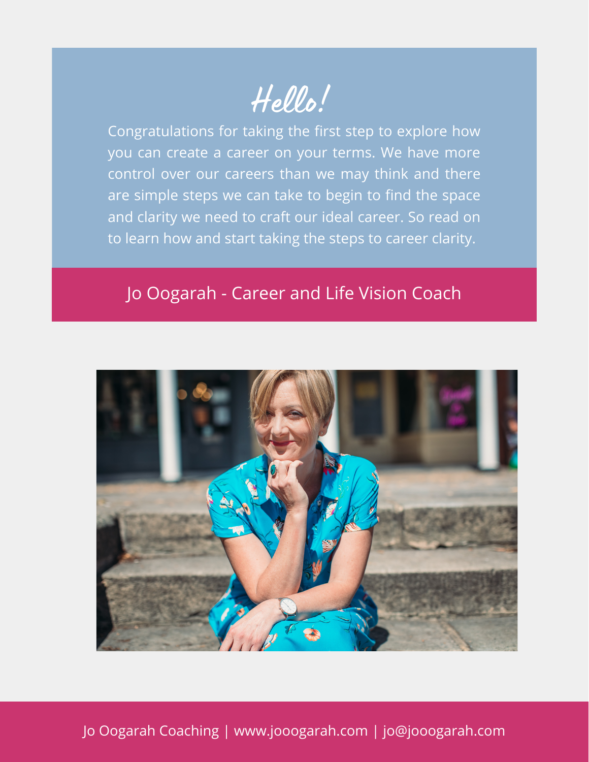# Hello!

Congratulations for taking the first step to explore how you can create a career on your terms. We have more control over our careers than we may think and there are simple steps we can take to begin to find the space and clarity we need to craft our ideal career. So read on to learn how and start taking the steps to career clarity.

Jo Oogarah - Career and Life Vision Coach

Jo Oogarah Coaching | www.jooogarah.com | jo@jooogarah.com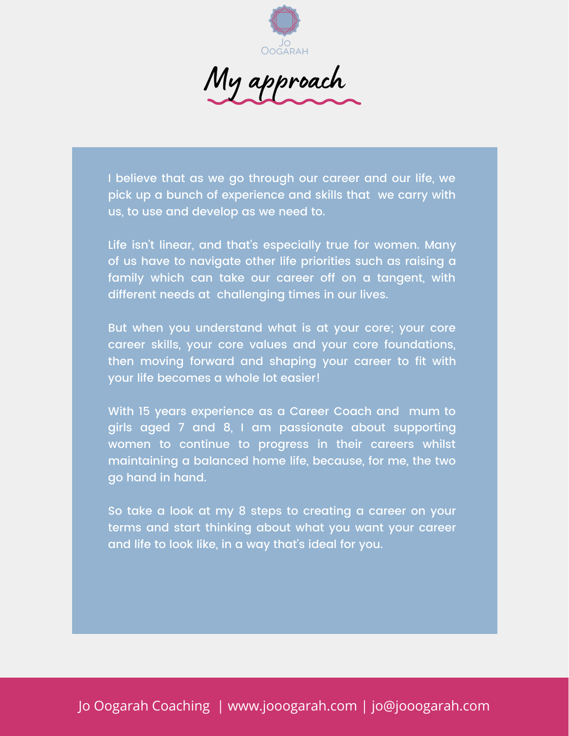# My approach

I believe that as we go through our career and our life, we pick up a bunch of experience and skills that we carry with us, to use and develop as we need to.

Life isn't linear, and that's especially true for women. Many of us have to navigate other life priorities such as raising a family which can take our career off on a tangent, with different needs at challenging times in our lives.

But when you understand what is at your core; your core career skills, your core values and your core foundations, then moving forward and shaping your career to fit with your life becomes a whole lot easier!

With 15 years experience as a Career Coach and mum to girls aged 7 and 8, I am passionate about supporting women to continue to progress in their careers whilst maintaining a balanced home life, because, for me, the two go hand in hand.

So take a look at my 8 steps to creating a career on your terms and start thinking about what you want your career and life to look like, in a way that's ideal for you.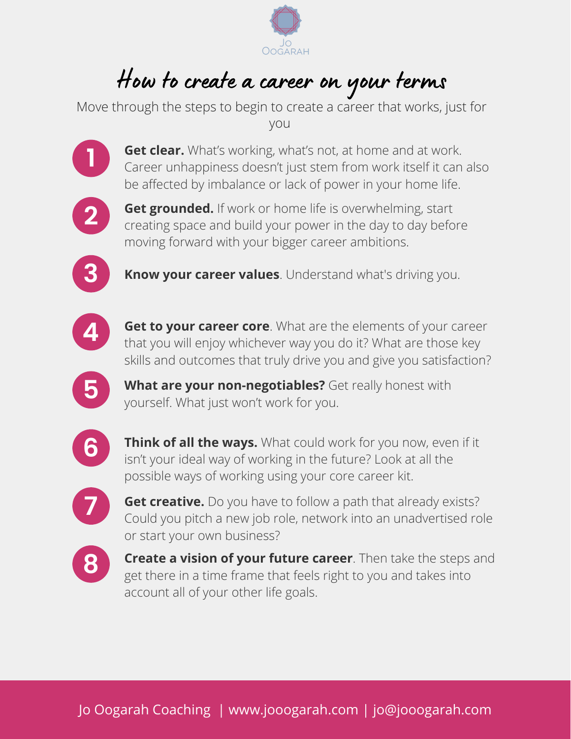Jo Oogarah

# How to create a career on your terms

Move through the steps to begin to create a career that works, just for you

1. **Get clear.** What's working, what's not, at home and at work. Career unhappiness doesn't just stem from work itself it can also be affected by imbalance or lack of power in your home life.
2. **Get grounded.** If work or home life is overwhelming, start creating space and build your power in the day to day before moving forward with your bigger career ambitions.
3. **Know your career values**. Understand what's driving you.
4. **Get to your career core**. What are the elements of your career that you will enjoy whichever way you do it? What are those key skills and outcomes that truly drive you and give you satisfaction?
5. **What are your non-negotiables?** Get really honest with yourself. What just won't work for you.
6. **Think of all the ways.** What could work for you now, even if it isn't your ideal way of working in the future? Look at all the possible ways of working using your core career kit.
7. **Get creative.** Do you have to follow a path that already exists? Could you pitch a new job role, network into an unadvertised role or start your own business?
8. **Create a vision of your future career**. Then take the steps and get there in a time frame that feels right to you and takes into account all of your other life goals.

Jo Oogarah Coaching | www.jooogarah.com | jo@jooogarah.com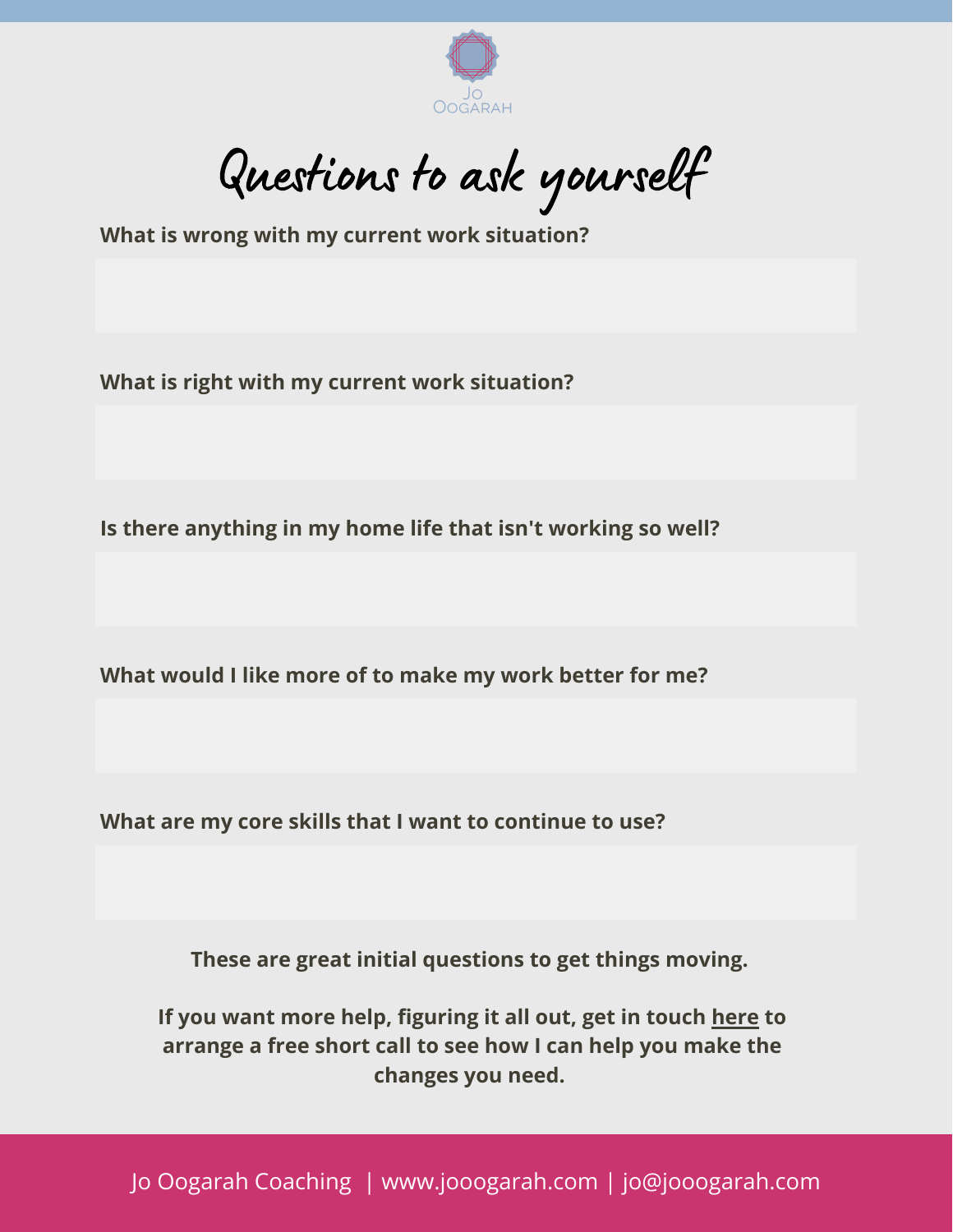Jo Oogarah

# Questions to ask yourself

**What is wrong with my current work situation?**

**What is right with my current work situation?**

**Is there anything in my home life that isn't working so well?**

**What would I like more of to make my work better for me?**

**What are my core skills that I want to continue to use?**

**These are great initial questions to get things moving.**

**If you want more help, figuring it all out, get in touch here to arrange a free short call to see how I can help you make the changes you need.**

Jo Oogarah Coaching | www.jooogarah.com | jo@jooogarah.com